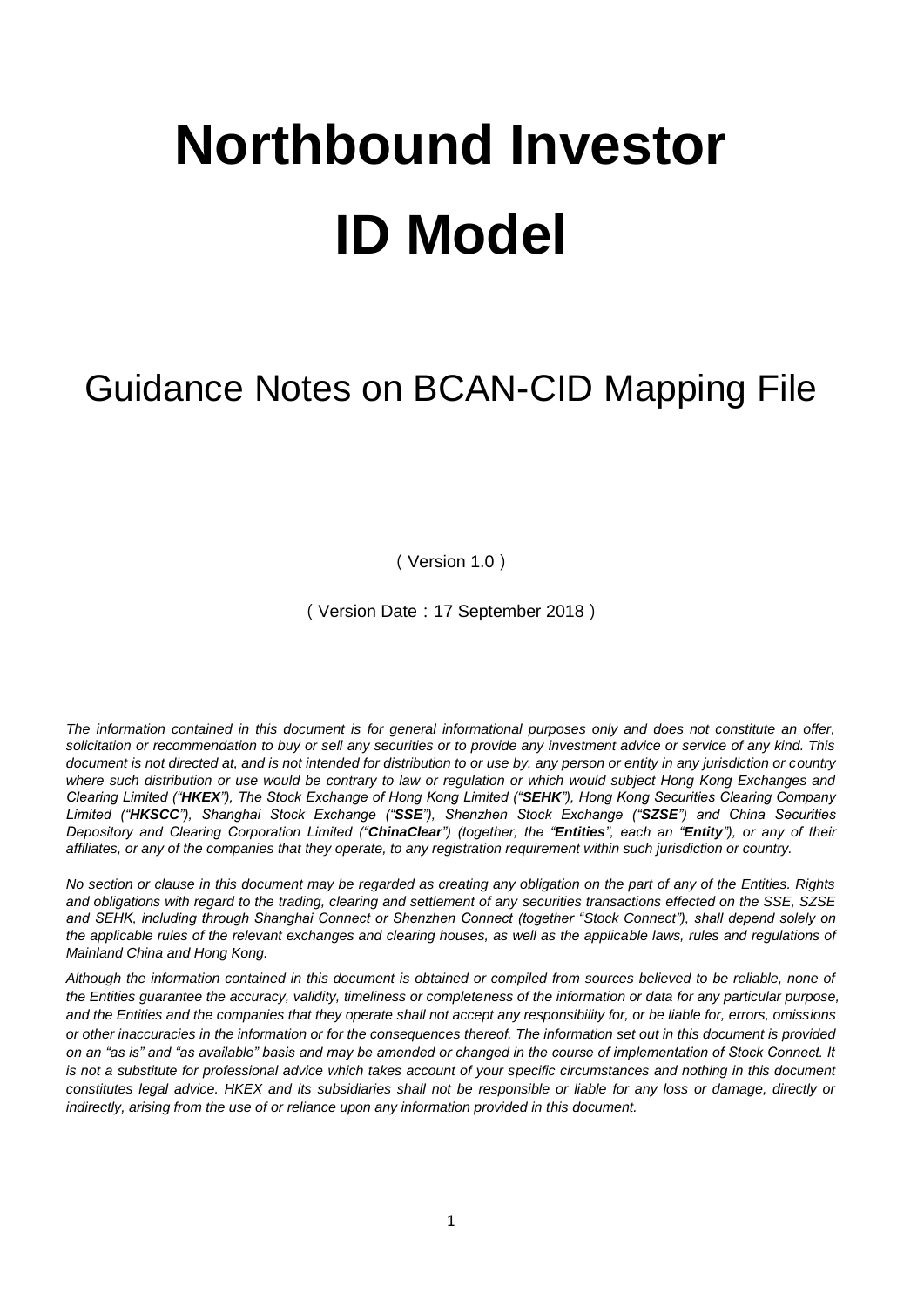# Northbound Investor ID Model

## Guidance Notes on BCAN-CID Mapping File

（Version 1.0）

（Version Date：17 September 2018）

*The information contained in this document is for general informational purposes only and does not constitute an offer, solicitation or recommendation to buy or sell any securities or to provide any investment advice or service of any kind. This document is not directed at, and is not intended for distribution to or use by, any person or entity in any jurisdiction or country where such distribution or use would be contrary to law or regulation or which would subject Hong Kong Exchanges and Clearing Limited ("**HKEX**"), The Stock Exchange of Hong Kong Limited ("**SEHK**"), Hong Kong Securities Clearing Company Limited ("**HKSCC**"), Shanghai Stock Exchange ("**SSE**"), Shenzhen Stock Exchange ("**SZSE**") and China Securities Depository and Clearing Corporation Limited ("**ChinaClear**") (together, the "**Entities**", each an "**Entity**"), or any of their affiliates, or any of the companies that they operate, to any registration requirement within such jurisdiction or country.*

*No section or clause in this document may be regarded as creating any obligation on the part of any of the Entities. Rights and obligations with regard to the trading, clearing and settlement of any securities transactions effected on the SSE, SZSE and SEHK, including through Shanghai Connect or Shenzhen Connect (together "Stock Connect"), shall depend solely on the applicable rules of the relevant exchanges and clearing houses, as well as the applicable laws, rules and regulations of Mainland China and Hong Kong.*

*Although the information contained in this document is obtained or compiled from sources believed to be reliable, none of the Entities guarantee the accuracy, validity, timeliness or completeness of the information or data for any particular purpose, and the Entities and the companies that they operate shall not accept any responsibility for, or be liable for, errors, omissions or other inaccuracies in the information or for the consequences thereof. The information set out in this document is provided on an "as is" and "as available" basis and may be amended or changed in the course of implementation of Stock Connect. It is not a substitute for professional advice which takes account of your specific circumstances and nothing in this document constitutes legal advice. HKEX and its subsidiaries shall not be responsible or liable for any loss or damage, directly or indirectly, arising from the use of or reliance upon any information provided in this document.*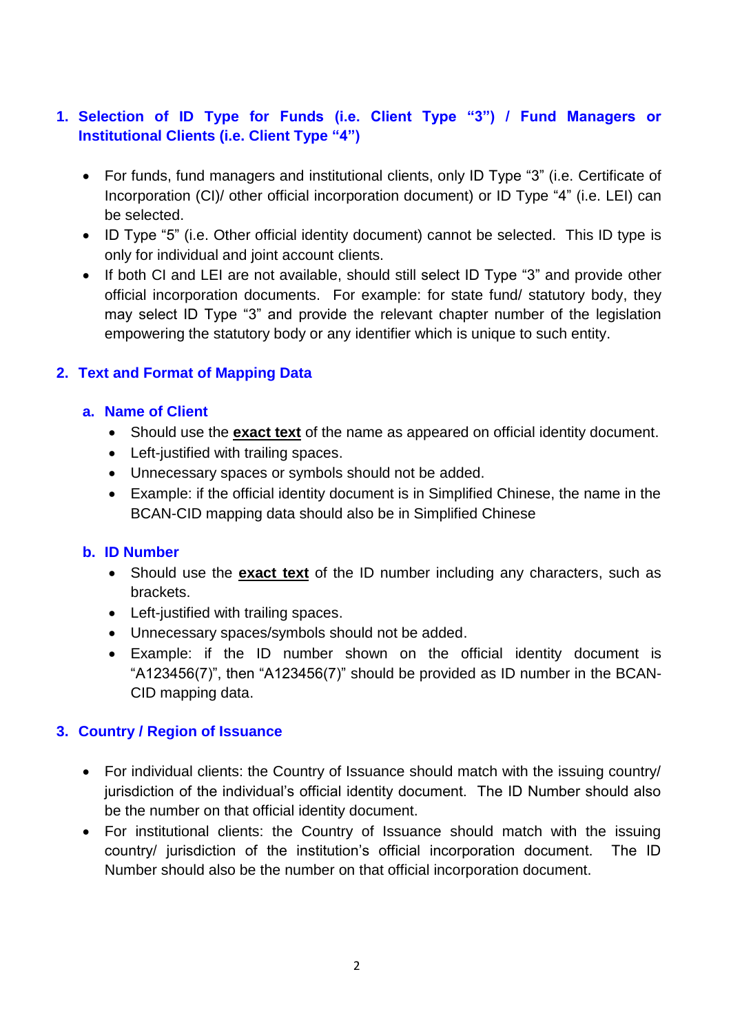## 1. Selection of ID Type for Funds (i.e. Client Type "3") / Fund Managers or Institutional Clients (i.e. Client Type "4")

- For funds, fund managers and institutional clients, only ID Type "3" (i.e. Certificate of Incorporation (CI)/ other official incorporation document) or ID Type "4" (i.e. LEI) can be selected.
- ID Type "5" (i.e. Other official identity document) cannot be selected. This ID type is only for individual and joint account clients.
- If both CI and LEI are not available, should still select ID Type "3" and provide other official incorporation documents. For example: for state fund/ statutory body, they may select ID Type "3" and provide the relevant chapter number of the legislation empowering the statutory body or any identifier which is unique to such entity.

## 2. Text and Format of Mapping Data

### a. Name of Client

- Should use the **exact text** of the name as appeared on official identity document.
- Left-justified with trailing spaces.
- Unnecessary spaces or symbols should not be added.
- Example: if the official identity document is in Simplified Chinese, the name in the BCAN-CID mapping data should also be in Simplified Chinese

### b. ID Number

- Should use the **exact text** of the ID number including any characters, such as brackets.
- Left-justified with trailing spaces.
- Unnecessary spaces/symbols should not be added.
- Example: if the ID number shown on the official identity document is "A123456(7)", then "A123456(7)" should be provided as ID number in the BCAN-CID mapping data.

## 3. Country / Region of Issuance

- For individual clients: the Country of Issuance should match with the issuing country/ jurisdiction of the individual's official identity document. The ID Number should also be the number on that official identity document.
- For institutional clients: the Country of Issuance should match with the issuing country/ jurisdiction of the institution's official incorporation document. The ID Number should also be the number on that official incorporation document.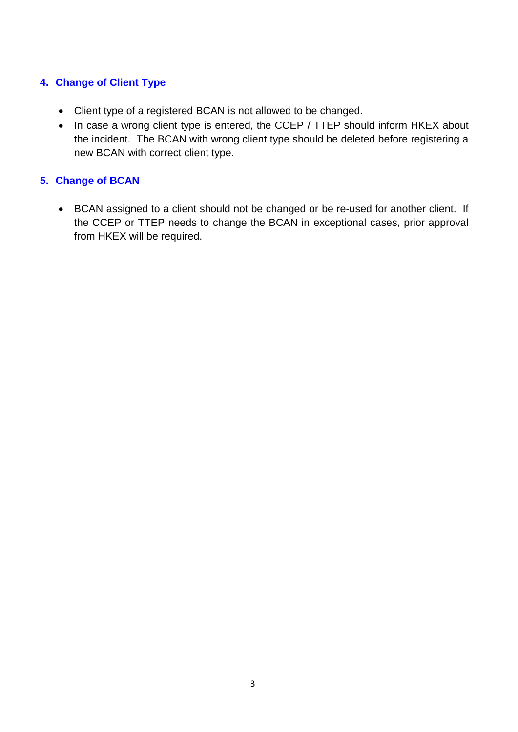## 4. Change of Client Type

- Client type of a registered BCAN is not allowed to be changed.
- In case a wrong client type is entered, the CCEP / TTEP should inform HKEX about the incident. The BCAN with wrong client type should be deleted before registering a new BCAN with correct client type.

## 5. Change of BCAN

- BCAN assigned to a client should not be changed or be re-used for another client. If the CCEP or TTEP needs to change the BCAN in exceptional cases, prior approval from HKEX will be required.